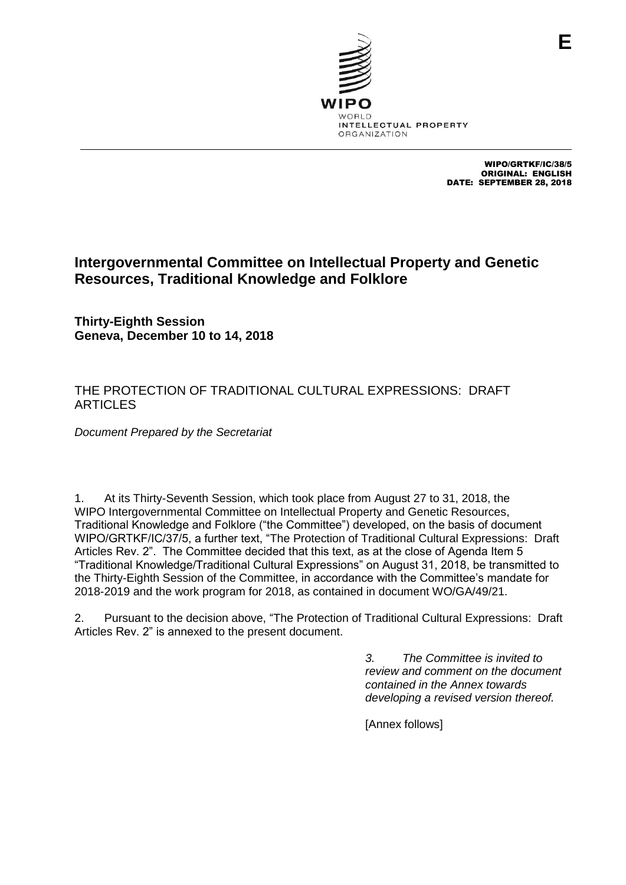WIPO/GRTKF/IC/38/5
ORIGINAL: ENGLISH
DATE: SEPTEMBER 28, 2018

# Intergovernmental Committee on Intellectual Property and Genetic Resources, Traditional Knowledge and Folklore

**Thirty-Eighth Session**
**Geneva, December 10 to 14, 2018**

## THE PROTECTION OF TRADITIONAL CULTURAL EXPRESSIONS: DRAFT ARTICLES

*Document Prepared by the Secretariat*

1. At its Thirty-Seventh Session, which took place from August 27 to 31, 2018, the WIPO Intergovernmental Committee on Intellectual Property and Genetic Resources, Traditional Knowledge and Folklore ("the Committee") developed, on the basis of document WIPO/GRTKF/IC/37/5, a further text, "The Protection of Traditional Cultural Expressions: Draft Articles Rev. 2". The Committee decided that this text, as at the close of Agenda Item 5 "Traditional Knowledge/Traditional Cultural Expressions" on August 31, 2018, be transmitted to the Thirty-Eighth Session of the Committee, in accordance with the Committee's mandate for 2018-2019 and the work program for 2018, as contained in document WO/GA/49/21.

2. Pursuant to the decision above, "The Protection of Traditional Cultural Expressions: Draft Articles Rev. 2" is annexed to the present document.

*3. The Committee is invited to review and comment on the document contained in the Annex towards developing a revised version thereof.*

[Annex follows]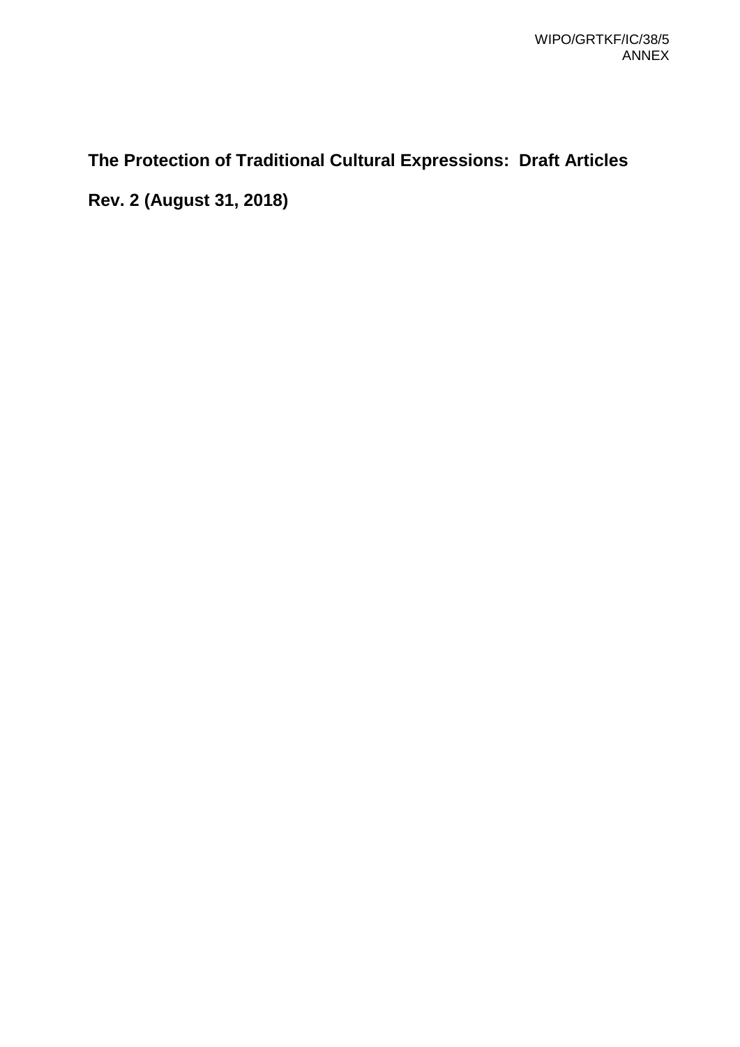# The Protection of Traditional Cultural Expressions: Draft Articles

## Rev. 2 (August 31, 2018)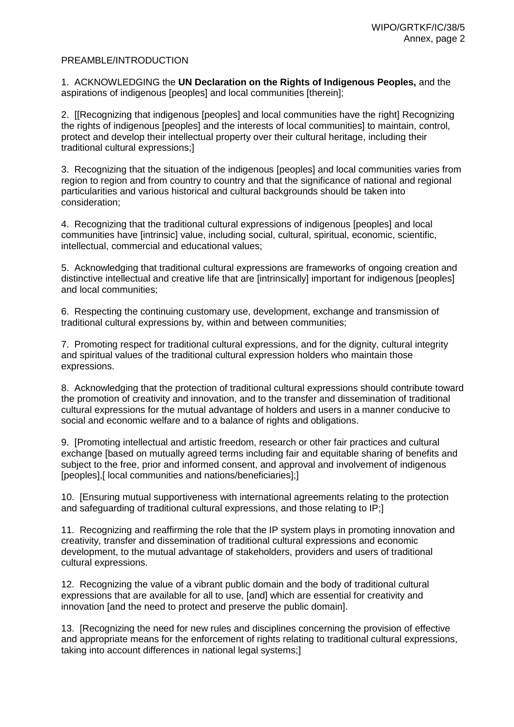PREAMBLE/INTRODUCTION

1. ACKNOWLEDGING the **UN Declaration on the Rights of Indigenous Peoples,** and the aspirations of indigenous [peoples] and local communities [therein];

2. [[Recognizing that indigenous [peoples] and local communities have the right] Recognizing the rights of indigenous [peoples] and the interests of local communities] to maintain, control, protect and develop their intellectual property over their cultural heritage, including their traditional cultural expressions;]

3. Recognizing that the situation of the indigenous [peoples] and local communities varies from region to region and from country to country and that the significance of national and regional particularities and various historical and cultural backgrounds should be taken into consideration;

4. Recognizing that the traditional cultural expressions of indigenous [peoples] and local communities have [intrinsic] value, including social, cultural, spiritual, economic, scientific, intellectual, commercial and educational values;

5. Acknowledging that traditional cultural expressions are frameworks of ongoing creation and distinctive intellectual and creative life that are [intrinsically] important for indigenous [peoples] and local communities;

6. Respecting the continuing customary use, development, exchange and transmission of traditional cultural expressions by, within and between communities;

7. Promoting respect for traditional cultural expressions, and for the dignity, cultural integrity and spiritual values of the traditional cultural expression holders who maintain those expressions.

8. Acknowledging that the protection of traditional cultural expressions should contribute toward the promotion of creativity and innovation, and to the transfer and dissemination of traditional cultural expressions for the mutual advantage of holders and users in a manner conducive to social and economic welfare and to a balance of rights and obligations.

9. [Promoting intellectual and artistic freedom, research or other fair practices and cultural exchange [based on mutually agreed terms including fair and equitable sharing of benefits and subject to the free, prior and informed consent, and approval and involvement of indigenous [peoples],[ local communities and nations/beneficiaries];]

10. [Ensuring mutual supportiveness with international agreements relating to the protection and safeguarding of traditional cultural expressions, and those relating to IP;]

11. Recognizing and reaffirming the role that the IP system plays in promoting innovation and creativity, transfer and dissemination of traditional cultural expressions and economic development, to the mutual advantage of stakeholders, providers and users of traditional cultural expressions.

12. Recognizing the value of a vibrant public domain and the body of traditional cultural expressions that are available for all to use, [and] which are essential for creativity and innovation [and the need to protect and preserve the public domain].

13. [Recognizing the need for new rules and disciplines concerning the provision of effective and appropriate means for the enforcement of rights relating to traditional cultural expressions, taking into account differences in national legal systems;]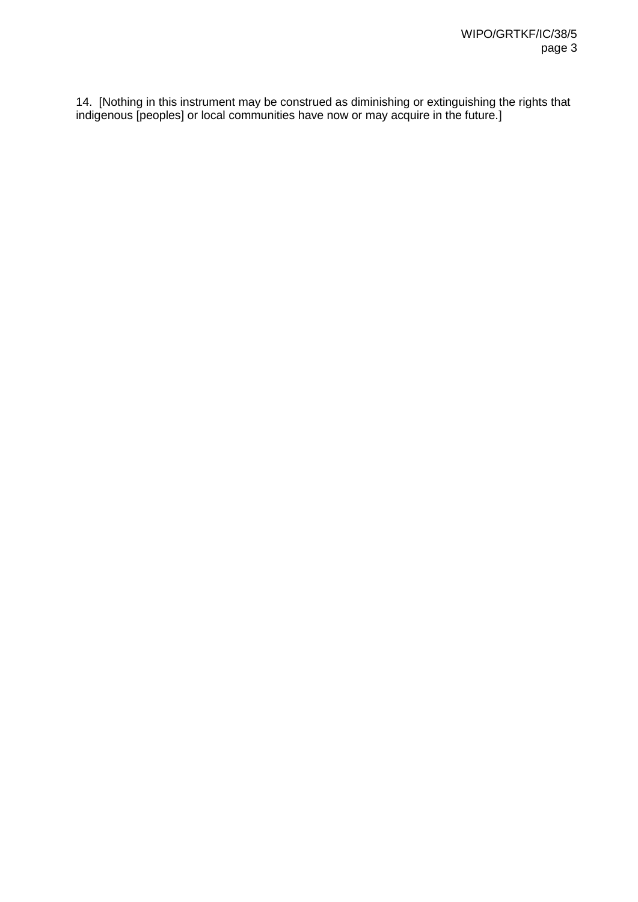14. [Nothing in this instrument may be construed as diminishing or extinguishing the rights that indigenous [peoples] or local communities have now or may acquire in the future.]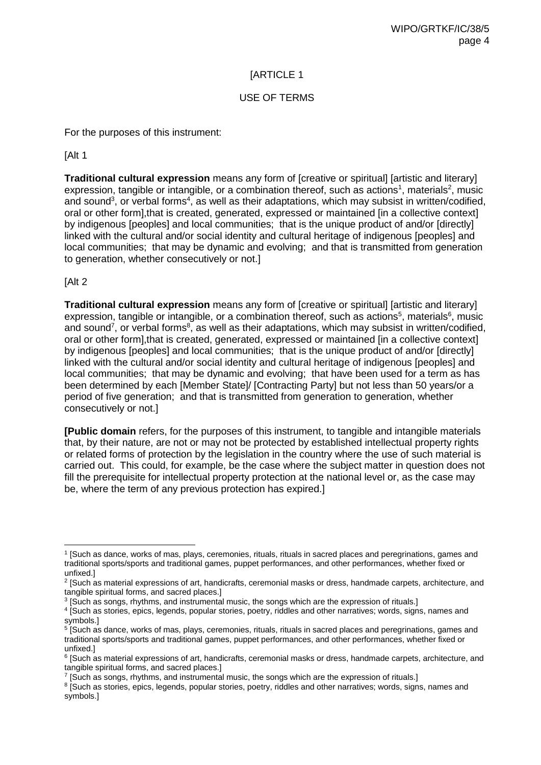[ARTICLE 1

USE OF TERMS

For the purposes of this instrument:

[Alt 1

**Traditional cultural expression** means any form of [creative or spiritual] [artistic and literary] expression, tangible or intangible, or a combination thereof, such as actions[1], materials[2], music and sound[3], or verbal forms[4], as well as their adaptations, which may subsist in written/codified, oral or other form],that is created, generated, expressed or maintained [in a collective context] by indigenous [peoples] and local communities; that is the unique product of and/or [directly] linked with the cultural and/or social identity and cultural heritage of indigenous [peoples] and local communities; that may be dynamic and evolving; and that is transmitted from generation to generation, whether consecutively or not.]

[Alt 2

**Traditional cultural expression** means any form of [creative or spiritual] [artistic and literary] expression, tangible or intangible, or a combination thereof, such as actions[5], materials[6], music and sound[7], or verbal forms[8], as well as their adaptations, which may subsist in written/codified, oral or other form],that is created, generated, expressed or maintained [in a collective context] by indigenous [peoples] and local communities; that is the unique product of and/or [directly] linked with the cultural and/or social identity and cultural heritage of indigenous [peoples] and local communities; that may be dynamic and evolving; that have been used for a term as has been determined by each [Member State]/ [Contracting Party] but not less than 50 years/or a period of five generation; and that is transmitted from generation to generation, whether consecutively or not.]

**[Public domain** refers, for the purposes of this instrument, to tangible and intangible materials that, by their nature, are not or may not be protected by established intellectual property rights or related forms of protection by the legislation in the country where the use of such material is carried out. This could, for example, be the case where the subject matter in question does not fill the prerequisite for intellectual property protection at the national level or, as the case may be, where the term of any previous protection has expired.]

---

[1] [Such as dance, works of mas, plays, ceremonies, rituals, rituals in sacred places and peregrinations, games and traditional sports/sports and traditional games, puppet performances, and other performances, whether fixed or unfixed.]

[2] [Such as material expressions of art, handicrafts, ceremonial masks or dress, handmade carpets, architecture, and tangible spiritual forms, and sacred places.]

[3] [Such as songs, rhythms, and instrumental music, the songs which are the expression of rituals.]

[4] [Such as stories, epics, legends, popular stories, poetry, riddles and other narratives; words, signs, names and symbols.]

[5] [Such as dance, works of mas, plays, ceremonies, rituals, rituals in sacred places and peregrinations, games and traditional sports/sports and traditional games, puppet performances, and other performances, whether fixed or unfixed.]

[6] [Such as material expressions of art, handicrafts, ceremonial masks or dress, handmade carpets, architecture, and tangible spiritual forms, and sacred places.]

[7] [Such as songs, rhythms, and instrumental music, the songs which are the expression of rituals.]

[8] [Such as stories, epics, legends, popular stories, poetry, riddles and other narratives; words, signs, names and symbols.]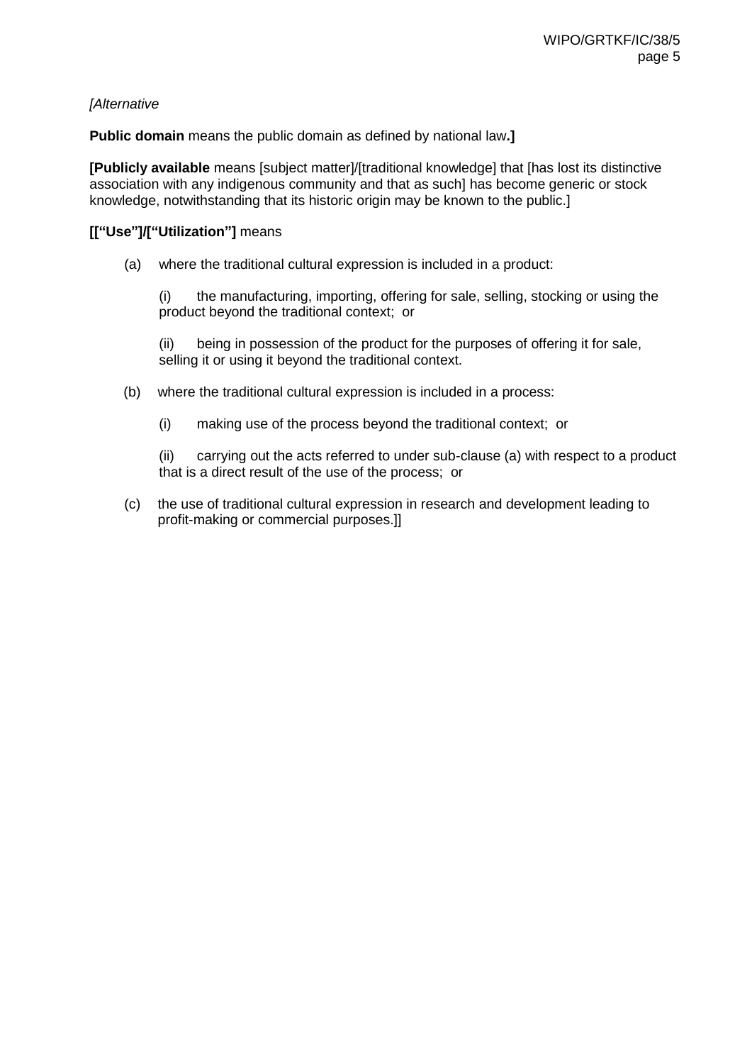*[Alternative*

**Public domain** means the public domain as defined by national law**.]**

**[Publicly available** means [subject matter]/[traditional knowledge] that [has lost its distinctive association with any indigenous community and that as such] has become generic or stock knowledge, notwithstanding that its historic origin may be known to the public.]

**[[“Use”]/[“Utilization”]** means

(a) where the traditional cultural expression is included in a product:

(i) the manufacturing, importing, offering for sale, selling, stocking or using the product beyond the traditional context; or

(ii) being in possession of the product for the purposes of offering it for sale, selling it or using it beyond the traditional context.

(b) where the traditional cultural expression is included in a process:

(i) making use of the process beyond the traditional context; or

(ii) carrying out the acts referred to under sub-clause (a) with respect to a product that is a direct result of the use of the process; or

(c) the use of traditional cultural expression in research and development leading to profit-making or commercial purposes.]]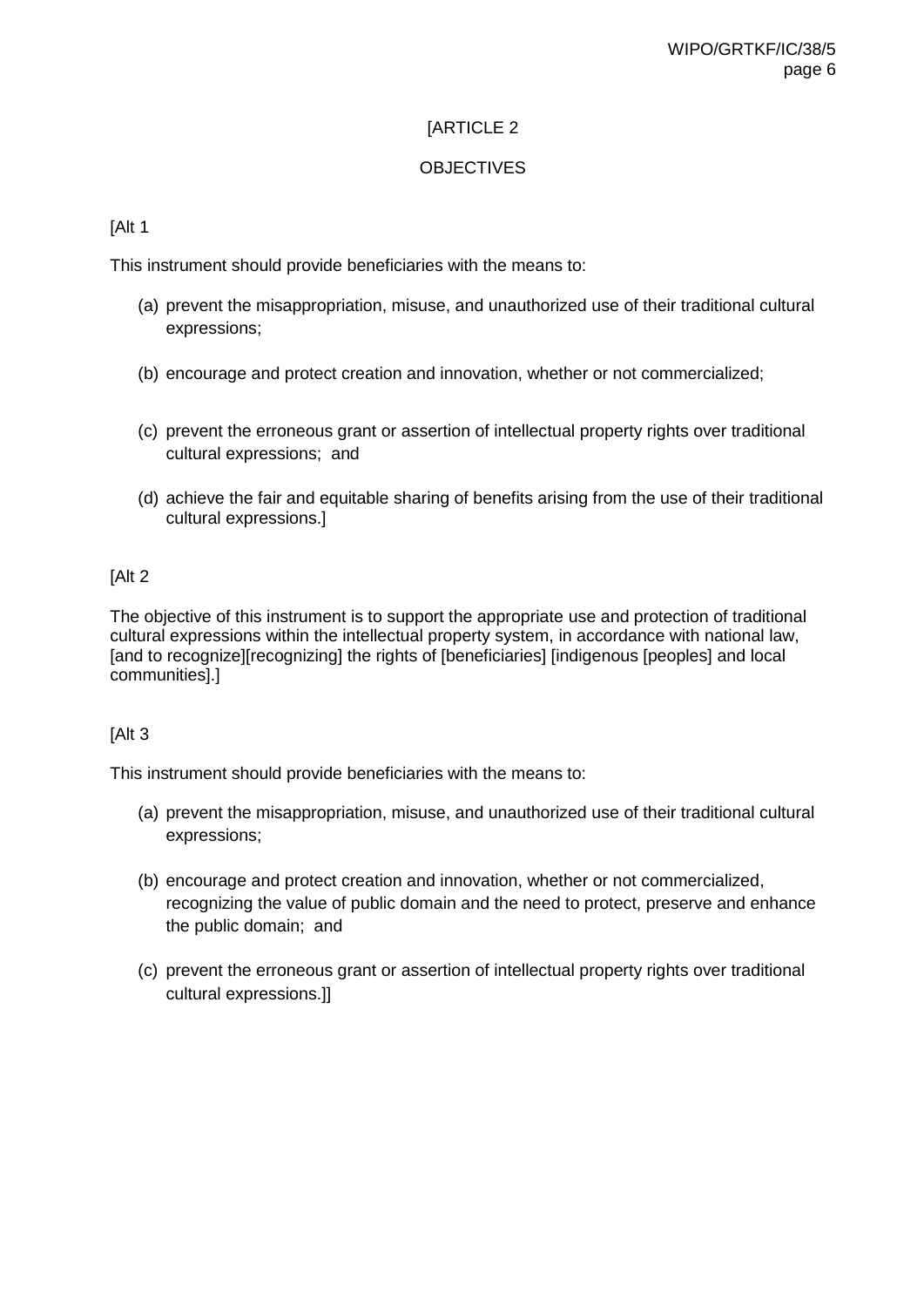[ARTICLE 2

OBJECTIVES

[Alt 1

This instrument should provide beneficiaries with the means to:

(a) prevent the misappropriation, misuse, and unauthorized use of their traditional cultural expressions;

(b) encourage and protect creation and innovation, whether or not commercialized;

(c) prevent the erroneous grant or assertion of intellectual property rights over traditional cultural expressions; and

(d) achieve the fair and equitable sharing of benefits arising from the use of their traditional cultural expressions.]

[Alt 2

The objective of this instrument is to support the appropriate use and protection of traditional cultural expressions within the intellectual property system, in accordance with national law, [and to recognize][recognizing] the rights of [beneficiaries] [indigenous [peoples] and local communities].]

[Alt 3

This instrument should provide beneficiaries with the means to:

(a) prevent the misappropriation, misuse, and unauthorized use of their traditional cultural expressions;

(b) encourage and protect creation and innovation, whether or not commercialized, recognizing the value of public domain and the need to protect, preserve and enhance the public domain; and

(c) prevent the erroneous grant or assertion of intellectual property rights over traditional cultural expressions.]]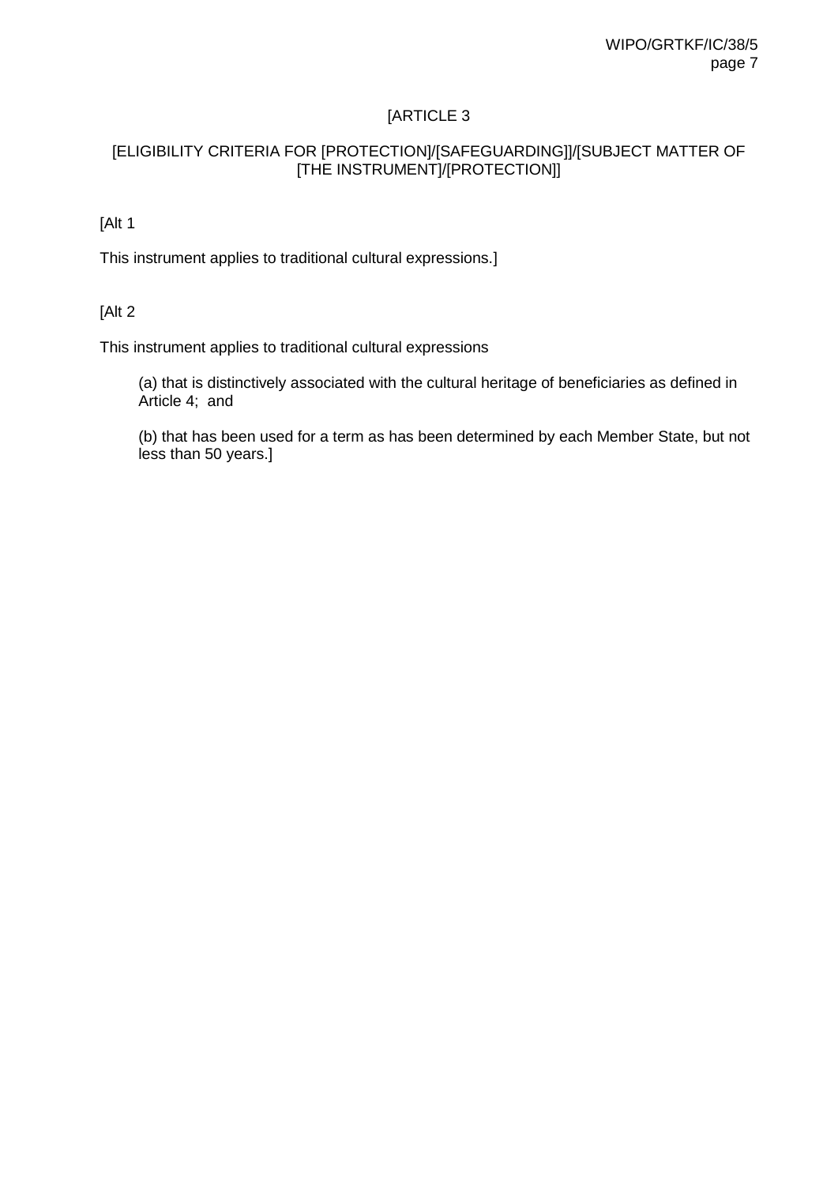[ARTICLE 3

[ELIGIBILITY CRITERIA FOR [PROTECTION]/[SAFEGUARDING]]/[SUBJECT MATTER OF [THE INSTRUMENT]/[PROTECTION]]

[Alt 1

This instrument applies to traditional cultural expressions.]

[Alt 2

This instrument applies to traditional cultural expressions

(a) that is distinctively associated with the cultural heritage of beneficiaries as defined in Article 4;  and

(b) that has been used for a term as has been determined by each Member State, but not less than 50 years.]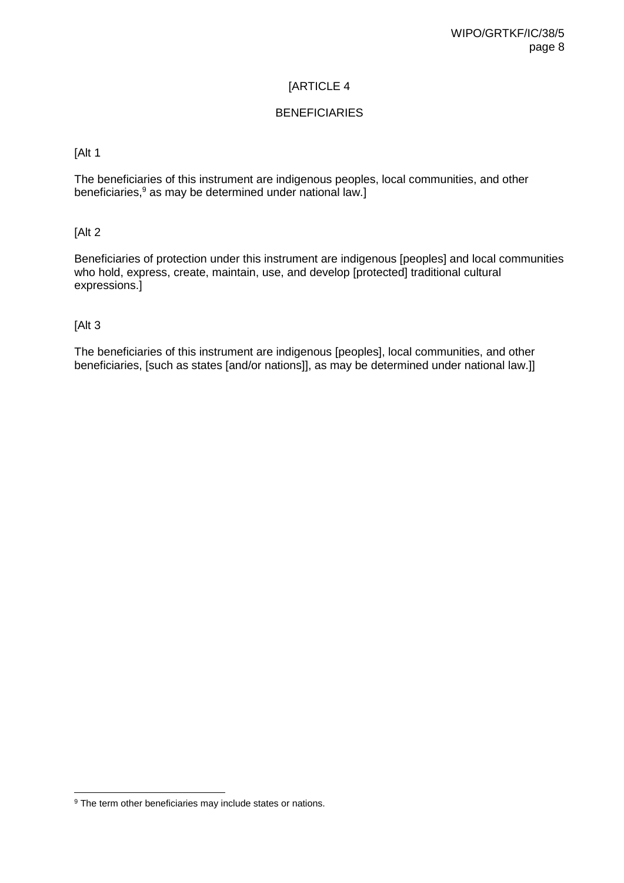[ARTICLE 4

BENEFICIARIES

[Alt 1

The beneficiaries of this instrument are indigenous peoples, local communities, and other beneficiaries,[9] as may be determined under national law.]

[Alt 2

Beneficiaries of protection under this instrument are indigenous [peoples] and local communities who hold, express, create, maintain, use, and develop [protected] traditional cultural expressions.]

[Alt 3

The beneficiaries of this instrument are indigenous [peoples], local communities, and other beneficiaries, [such as states [and/or nations]], as may be determined under national law.]]

---

[9] The term other beneficiaries may include states or nations.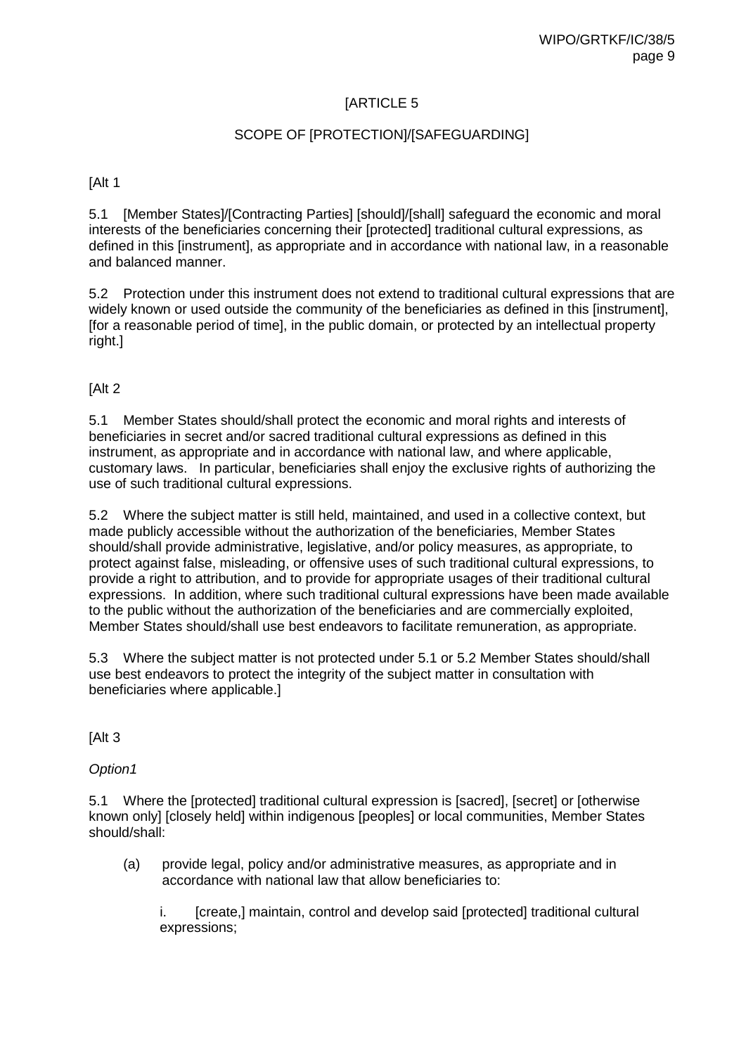[ARTICLE 5

SCOPE OF [PROTECTION]/[SAFEGUARDING]

[Alt 1

5.1 [Member States]/[Contracting Parties] [should]/[shall] safeguard the economic and moral interests of the beneficiaries concerning their [protected] traditional cultural expressions, as defined in this [instrument], as appropriate and in accordance with national law, in a reasonable and balanced manner.

5.2 Protection under this instrument does not extend to traditional cultural expressions that are widely known or used outside the community of the beneficiaries as defined in this [instrument], [for a reasonable period of time], in the public domain, or protected by an intellectual property right.]

[Alt 2

5.1 Member States should/shall protect the economic and moral rights and interests of beneficiaries in secret and/or sacred traditional cultural expressions as defined in this instrument, as appropriate and in accordance with national law, and where applicable, customary laws. In particular, beneficiaries shall enjoy the exclusive rights of authorizing the use of such traditional cultural expressions.

5.2 Where the subject matter is still held, maintained, and used in a collective context, but made publicly accessible without the authorization of the beneficiaries, Member States should/shall provide administrative, legislative, and/or policy measures, as appropriate, to protect against false, misleading, or offensive uses of such traditional cultural expressions, to provide a right to attribution, and to provide for appropriate usages of their traditional cultural expressions. In addition, where such traditional cultural expressions have been made available to the public without the authorization of the beneficiaries and are commercially exploited, Member States should/shall use best endeavors to facilitate remuneration, as appropriate.

5.3 Where the subject matter is not protected under 5.1 or 5.2 Member States should/shall use best endeavors to protect the integrity of the subject matter in consultation with beneficiaries where applicable.]

[Alt 3

*Option1*

5.1 Where the [protected] traditional cultural expression is [sacred], [secret] or [otherwise known only] [closely held] within indigenous [peoples] or local communities, Member States should/shall:

(a) provide legal, policy and/or administrative measures, as appropriate and in accordance with national law that allow beneficiaries to:

i. [create,] maintain, control and develop said [protected] traditional cultural expressions;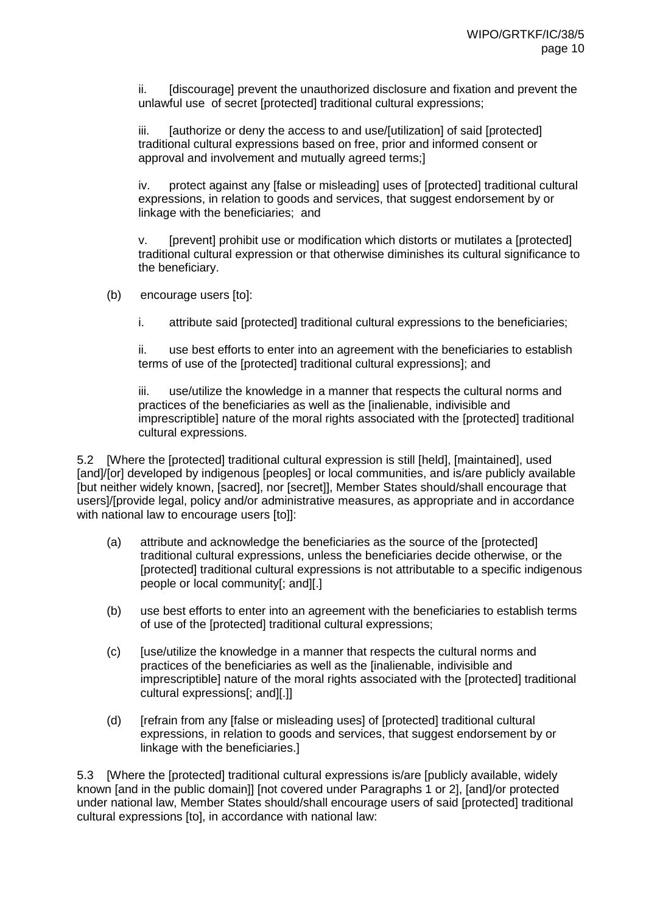ii. [discourage] prevent the unauthorized disclosure and fixation and prevent the unlawful use of secret [protected] traditional cultural expressions;

iii. [authorize or deny the access to and use/[utilization] of said [protected] traditional cultural expressions based on free, prior and informed consent or approval and involvement and mutually agreed terms;]

iv. protect against any [false or misleading] uses of [protected] traditional cultural expressions, in relation to goods and services, that suggest endorsement by or linkage with the beneficiaries; and

v. [prevent] prohibit use or modification which distorts or mutilates a [protected] traditional cultural expression or that otherwise diminishes its cultural significance to the beneficiary.

(b) encourage users [to]:

i. attribute said [protected] traditional cultural expressions to the beneficiaries;

ii. use best efforts to enter into an agreement with the beneficiaries to establish terms of use of the [protected] traditional cultural expressions]; and

iii. use/utilize the knowledge in a manner that respects the cultural norms and practices of the beneficiaries as well as the [inalienable, indivisible and imprescriptible] nature of the moral rights associated with the [protected] traditional cultural expressions.

5.2 [Where the [protected] traditional cultural expression is still [held], [maintained], used [and]/[or] developed by indigenous [peoples] or local communities, and is/are publicly available [but neither widely known, [sacred], nor [secret]], Member States should/shall encourage that users]/[provide legal, policy and/or administrative measures, as appropriate and in accordance with national law to encourage users [to]]:

(a) attribute and acknowledge the beneficiaries as the source of the [protected] traditional cultural expressions, unless the beneficiaries decide otherwise, or the [protected] traditional cultural expressions is not attributable to a specific indigenous people or local community[; and][.]

(b) use best efforts to enter into an agreement with the beneficiaries to establish terms of use of the [protected] traditional cultural expressions;

(c) [use/utilize the knowledge in a manner that respects the cultural norms and practices of the beneficiaries as well as the [inalienable, indivisible and imprescriptible] nature of the moral rights associated with the [protected] traditional cultural expressions[; and][.]]

(d) [refrain from any [false or misleading uses] of [protected] traditional cultural expressions, in relation to goods and services, that suggest endorsement by or linkage with the beneficiaries.]

5.3 [Where the [protected] traditional cultural expressions is/are [publicly available, widely known [and in the public domain]] [not covered under Paragraphs 1 or 2], [and]/or protected under national law, Member States should/shall encourage users of said [protected] traditional cultural expressions [to], in accordance with national law: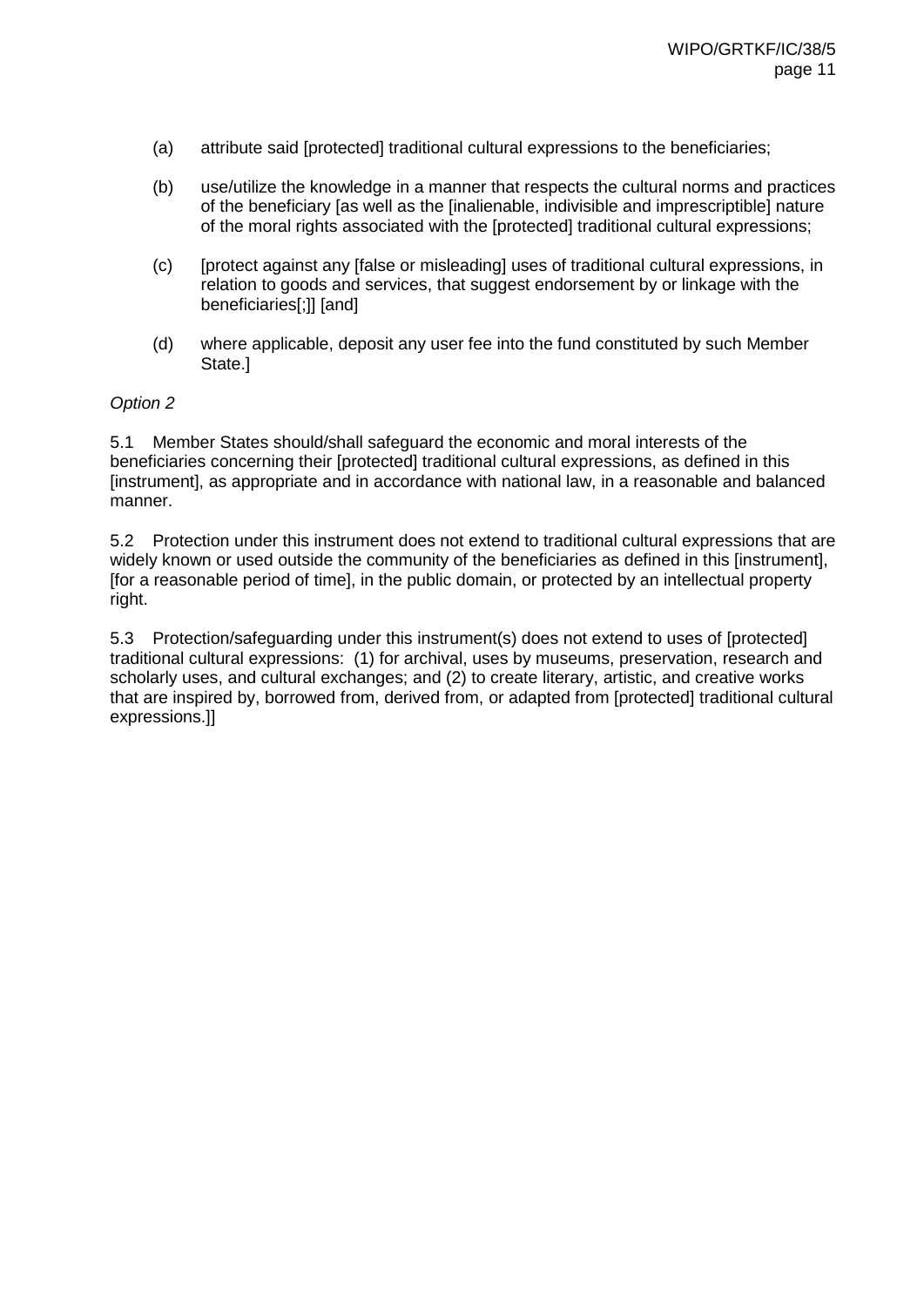(a) attribute said [protected] traditional cultural expressions to the beneficiaries;

(b) use/utilize the knowledge in a manner that respects the cultural norms and practices of the beneficiary [as well as the [inalienable, indivisible and imprescriptible] nature of the moral rights associated with the [protected] traditional cultural expressions;

(c) [protect against any [false or misleading] uses of traditional cultural expressions, in relation to goods and services, that suggest endorsement by or linkage with the beneficiaries[;]] [and]

(d) where applicable, deposit any user fee into the fund constituted by such Member State.]

*Option 2*

5.1 Member States should/shall safeguard the economic and moral interests of the beneficiaries concerning their [protected] traditional cultural expressions, as defined in this [instrument], as appropriate and in accordance with national law, in a reasonable and balanced manner.

5.2 Protection under this instrument does not extend to traditional cultural expressions that are widely known or used outside the community of the beneficiaries as defined in this [instrument], [for a reasonable period of time], in the public domain, or protected by an intellectual property right.

5.3 Protection/safeguarding under this instrument(s) does not extend to uses of [protected] traditional cultural expressions: (1) for archival, uses by museums, preservation, research and scholarly uses, and cultural exchanges; and (2) to create literary, artistic, and creative works that are inspired by, borrowed from, derived from, or adapted from [protected] traditional cultural expressions.]]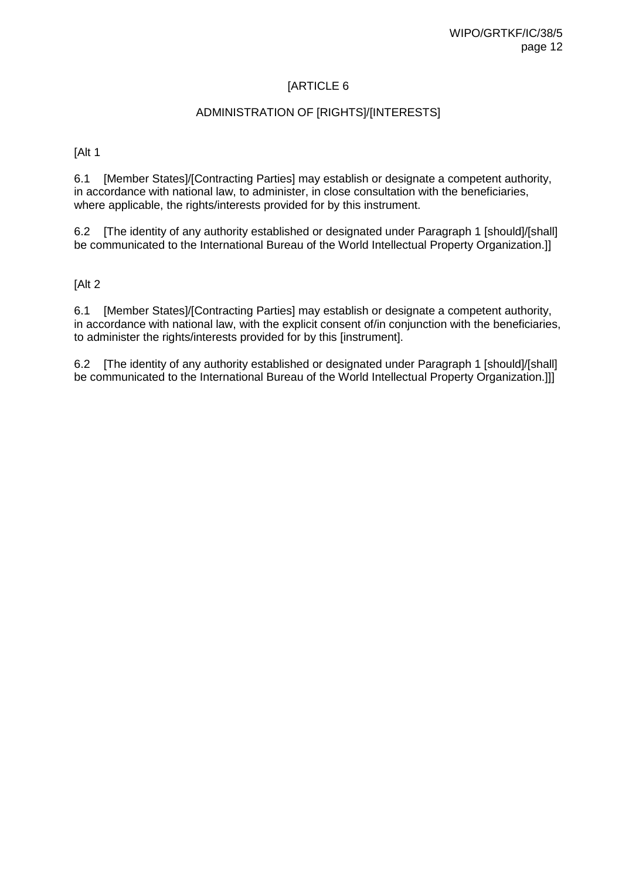## [ARTICLE 6

## ADMINISTRATION OF [RIGHTS]/[INTERESTS]

[Alt 1

6.1 [Member States]/[Contracting Parties] may establish or designate a competent authority, in accordance with national law, to administer, in close consultation with the beneficiaries, where applicable, the rights/interests provided for by this instrument.

6.2 [The identity of any authority established or designated under Paragraph 1 [should]/[shall] be communicated to the International Bureau of the World Intellectual Property Organization.]]

[Alt 2

6.1 [Member States]/[Contracting Parties] may establish or designate a competent authority, in accordance with national law, with the explicit consent of/in conjunction with the beneficiaries, to administer the rights/interests provided for by this [instrument].

6.2 [The identity of any authority established or designated under Paragraph 1 [should]/[shall] be communicated to the International Bureau of the World Intellectual Property Organization.]]]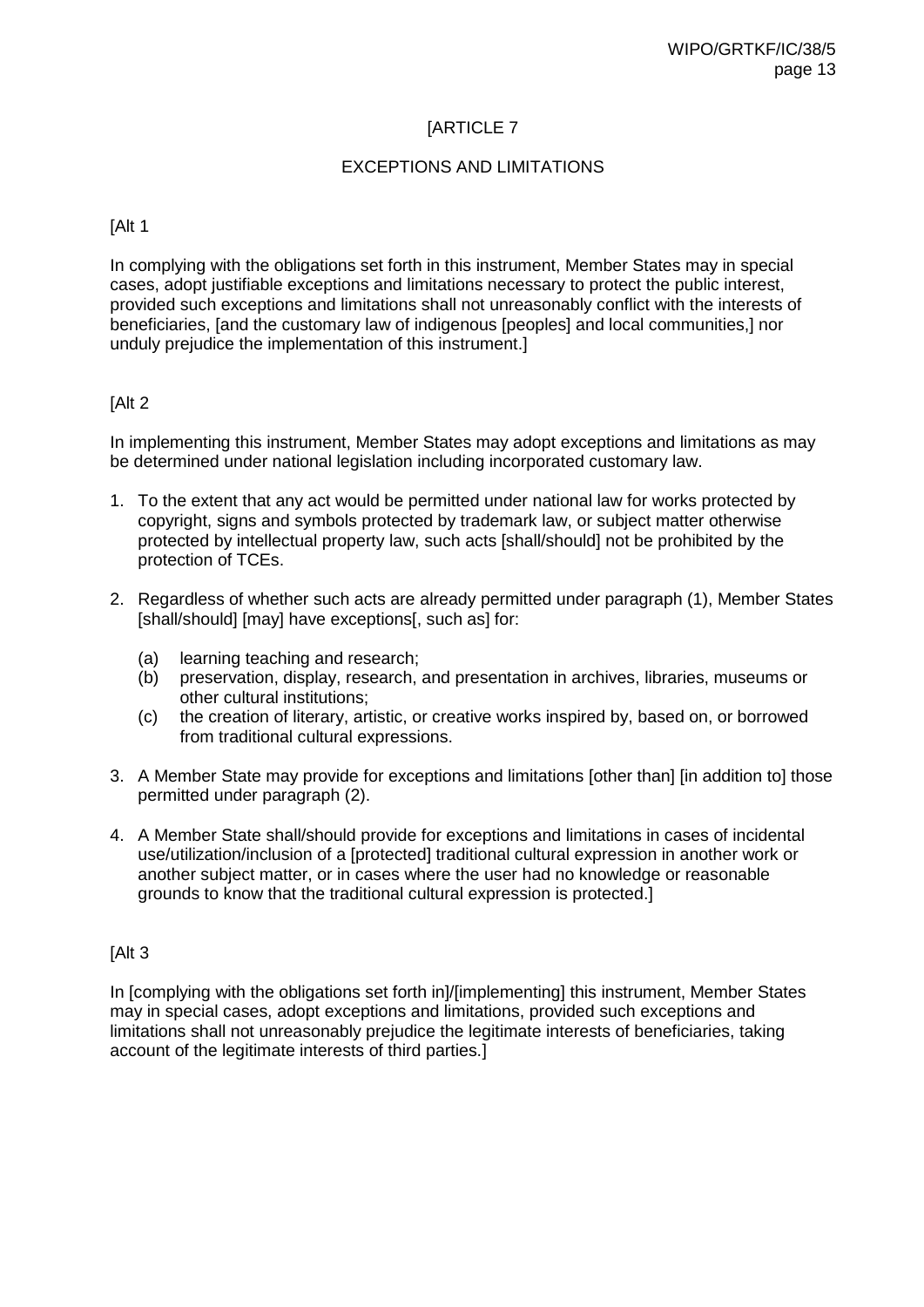[ARTICLE 7

EXCEPTIONS AND LIMITATIONS

[Alt 1

In complying with the obligations set forth in this instrument, Member States may in special cases, adopt justifiable exceptions and limitations necessary to protect the public interest, provided such exceptions and limitations shall not unreasonably conflict with the interests of beneficiaries, [and the customary law of indigenous [peoples] and local communities,] nor unduly prejudice the implementation of this instrument.]

[Alt 2

In implementing this instrument, Member States may adopt exceptions and limitations as may be determined under national legislation including incorporated customary law.

1. To the extent that any act would be permitted under national law for works protected by copyright, signs and symbols protected by trademark law, or subject matter otherwise protected by intellectual property law, such acts [shall/should] not be prohibited by the protection of TCEs.

2. Regardless of whether such acts are already permitted under paragraph (1), Member States [shall/should] [may] have exceptions[, such as] for:

   (a) learning teaching and research;
   (b) preservation, display, research, and presentation in archives, libraries, museums or other cultural institutions;
   (c) the creation of literary, artistic, or creative works inspired by, based on, or borrowed from traditional cultural expressions.

3. A Member State may provide for exceptions and limitations [other than] [in addition to] those permitted under paragraph (2).

4. A Member State shall/should provide for exceptions and limitations in cases of incidental use/utilization/inclusion of a [protected] traditional cultural expression in another work or another subject matter, or in cases where the user had no knowledge or reasonable grounds to know that the traditional cultural expression is protected.]

[Alt 3

In [complying with the obligations set forth in]/[implementing] this instrument, Member States may in special cases, adopt exceptions and limitations, provided such exceptions and limitations shall not unreasonably prejudice the legitimate interests of beneficiaries, taking account of the legitimate interests of third parties.]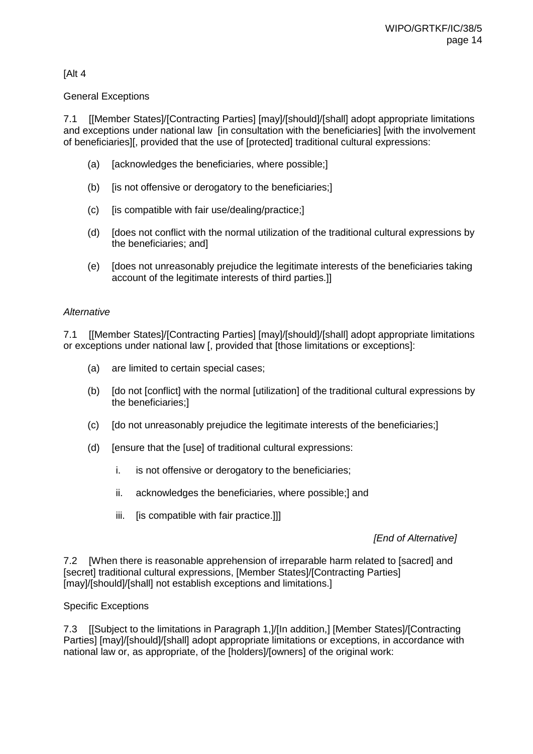[Alt 4

General Exceptions

7.1 [[Member States]/[Contracting Parties] [may]/[should]/[shall] adopt appropriate limitations and exceptions under national law [in consultation with the beneficiaries] [with the involvement of beneficiaries][, provided that the use of [protected] traditional cultural expressions:

(a) [acknowledges the beneficiaries, where possible;]

(b) [is not offensive or derogatory to the beneficiaries;]

(c) [is compatible with fair use/dealing/practice;]

(d) [does not conflict with the normal utilization of the traditional cultural expressions by the beneficiaries; and]

(e) [does not unreasonably prejudice the legitimate interests of the beneficiaries taking account of the legitimate interests of third parties.]]

*Alternative*

7.1 [[Member States]/[Contracting Parties] [may]/[should]/[shall] adopt appropriate limitations or exceptions under national law [, provided that [those limitations or exceptions]:

(a) are limited to certain special cases;

(b) [do not [conflict] with the normal [utilization] of the traditional cultural expressions by the beneficiaries;]

(c) [do not unreasonably prejudice the legitimate interests of the beneficiaries;]

(d) [ensure that the [use] of traditional cultural expressions:

i. is not offensive or derogatory to the beneficiaries;

ii. acknowledges the beneficiaries, where possible;] and

iii. [is compatible with fair practice.]]]

*[End of Alternative]*

7.2 [When there is reasonable apprehension of irreparable harm related to [sacred] and [secret] traditional cultural expressions, [Member States]/[Contracting Parties] [may]/[should]/[shall] not establish exceptions and limitations.]

Specific Exceptions

7.3 [[Subject to the limitations in Paragraph 1,]/[In addition,] [Member States]/[Contracting Parties] [may]/[should]/[shall] adopt appropriate limitations or exceptions, in accordance with national law or, as appropriate, of the [holders]/[owners] of the original work: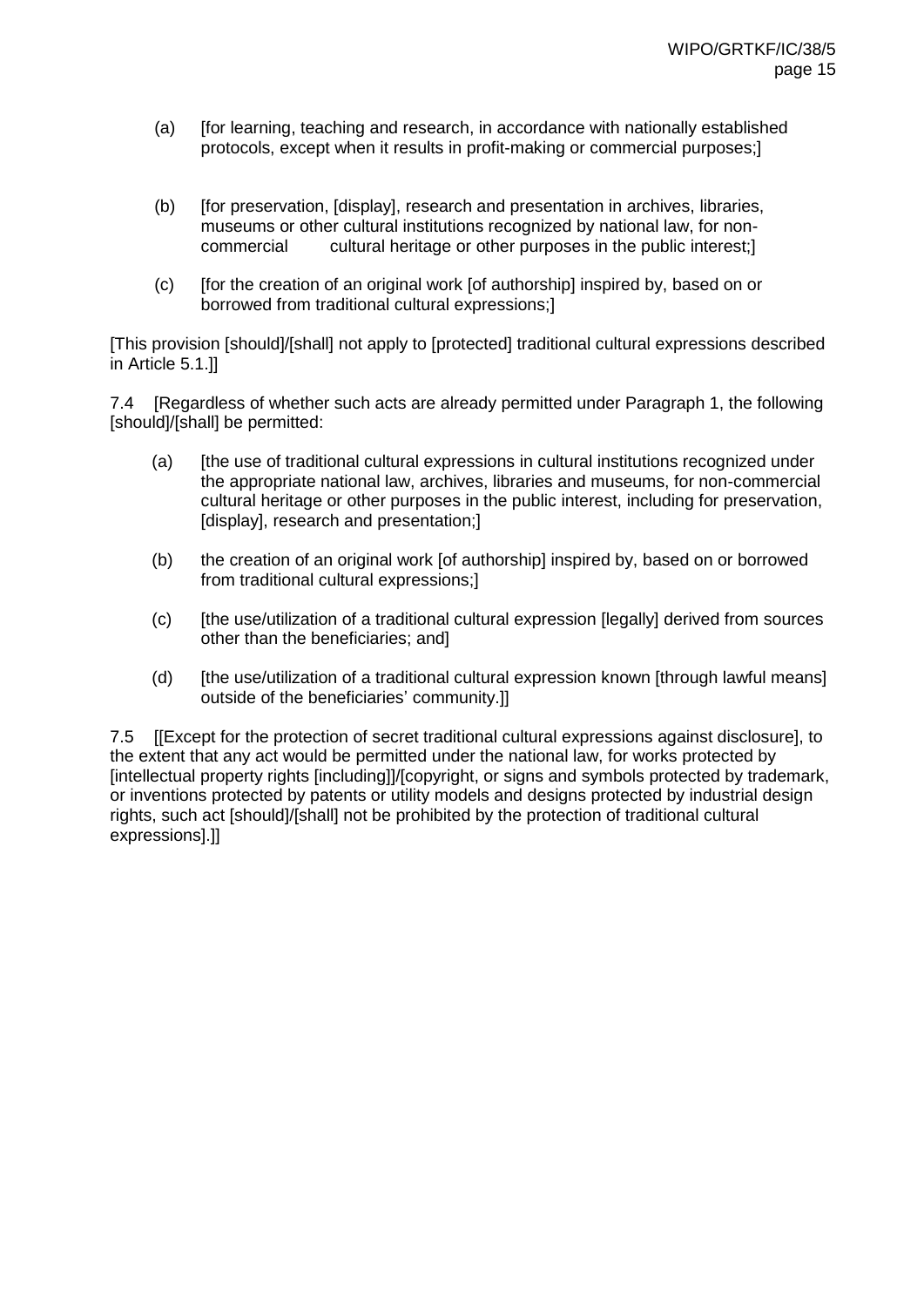(a) [for learning, teaching and research, in accordance with nationally established protocols, except when it results in profit-making or commercial purposes;]

(b) [for preservation, [display], research and presentation in archives, libraries, museums or other cultural institutions recognized by national law, for non-commercial cultural heritage or other purposes in the public interest;]

(c) [for the creation of an original work [of authorship] inspired by, based on or borrowed from traditional cultural expressions;]

[This provision [should]/[shall] not apply to [protected] traditional cultural expressions described in Article 5.1.]]

7.4 [Regardless of whether such acts are already permitted under Paragraph 1, the following [should]/[shall] be permitted:

(a) [the use of traditional cultural expressions in cultural institutions recognized under the appropriate national law, archives, libraries and museums, for non-commercial cultural heritage or other purposes in the public interest, including for preservation, [display], research and presentation;]

(b) the creation of an original work [of authorship] inspired by, based on or borrowed from traditional cultural expressions;]

(c) [the use/utilization of a traditional cultural expression [legally] derived from sources other than the beneficiaries; and]

(d) [the use/utilization of a traditional cultural expression known [through lawful means] outside of the beneficiaries' community.]]

7.5 [[Except for the protection of secret traditional cultural expressions against disclosure], to the extent that any act would be permitted under the national law, for works protected by [intellectual property rights [including]]/[copyright, or signs and symbols protected by trademark, or inventions protected by patents or utility models and designs protected by industrial design rights, such act [should]/[shall] not be prohibited by the protection of traditional cultural expressions].]]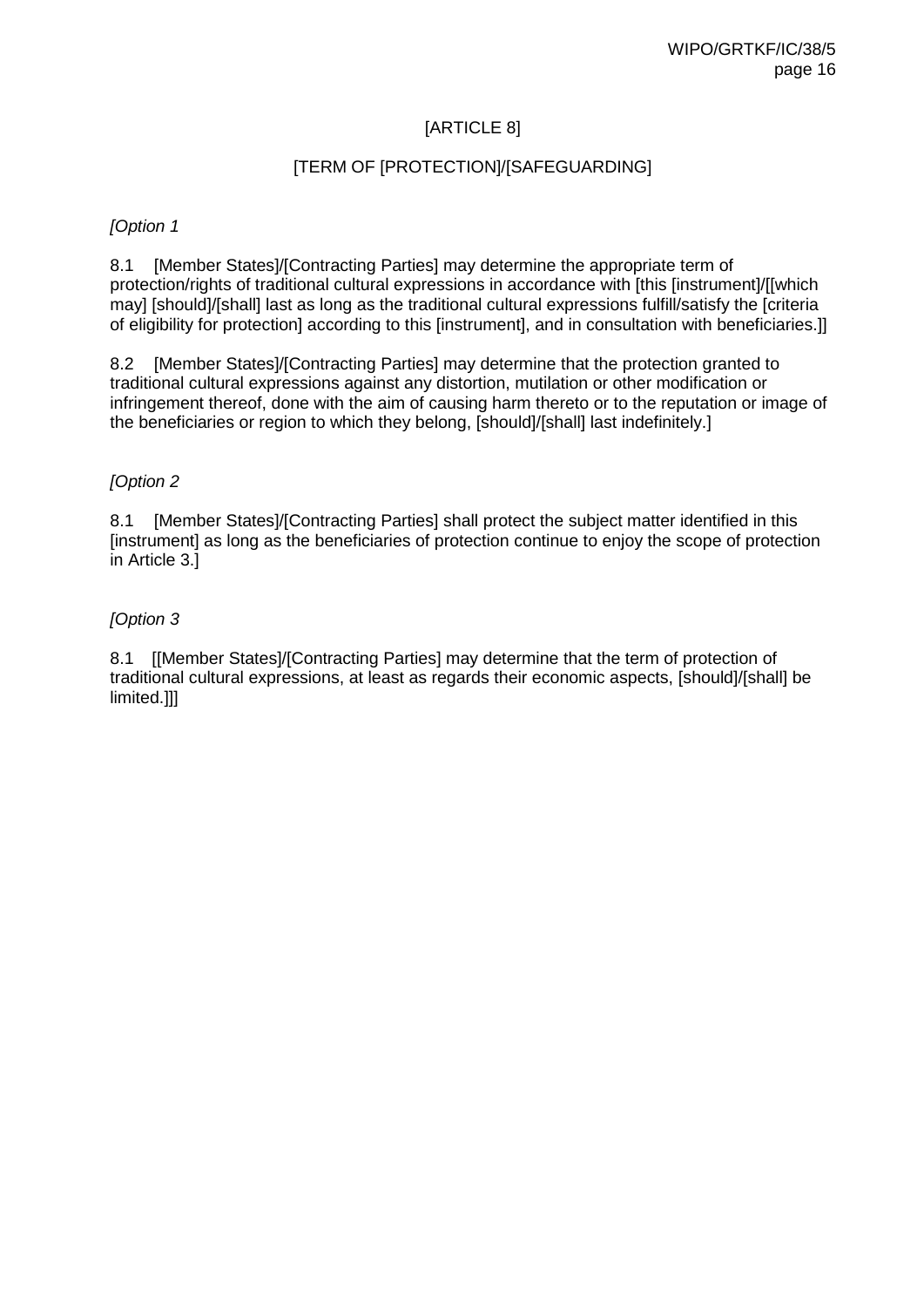[ARTICLE 8]

[TERM OF [PROTECTION]/[SAFEGUARDING]

*[Option 1*

8.1 [Member States]/[Contracting Parties] may determine the appropriate term of protection/rights of traditional cultural expressions in accordance with [this [instrument]/[[which may] [should]/[shall] last as long as the traditional cultural expressions fulfill/satisfy the [criteria of eligibility for protection] according to this [instrument], and in consultation with beneficiaries.]]

8.2 [Member States]/[Contracting Parties] may determine that the protection granted to traditional cultural expressions against any distortion, mutilation or other modification or infringement thereof, done with the aim of causing harm thereto or to the reputation or image of the beneficiaries or region to which they belong, [should]/[shall] last indefinitely.]

*[Option 2*

8.1 [Member States]/[Contracting Parties] shall protect the subject matter identified in this [instrument] as long as the beneficiaries of protection continue to enjoy the scope of protection in Article 3.]

*[Option 3*

8.1 [[Member States]/[Contracting Parties] may determine that the term of protection of traditional cultural expressions, at least as regards their economic aspects, [should]/[shall] be limited.]]]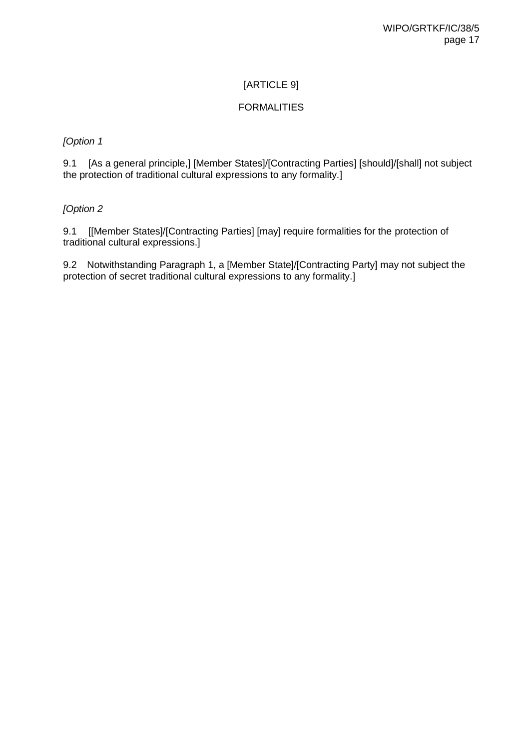[ARTICLE 9]

FORMALITIES

*[Option 1*

9.1 [As a general principle,] [Member States]/[Contracting Parties] [should]/[shall] not subject the protection of traditional cultural expressions to any formality.]

*[Option 2*

9.1 [[Member States]/[Contracting Parties] [may] require formalities for the protection of traditional cultural expressions.]

9.2 Notwithstanding Paragraph 1, a [Member State]/[Contracting Party] may not subject the protection of secret traditional cultural expressions to any formality.]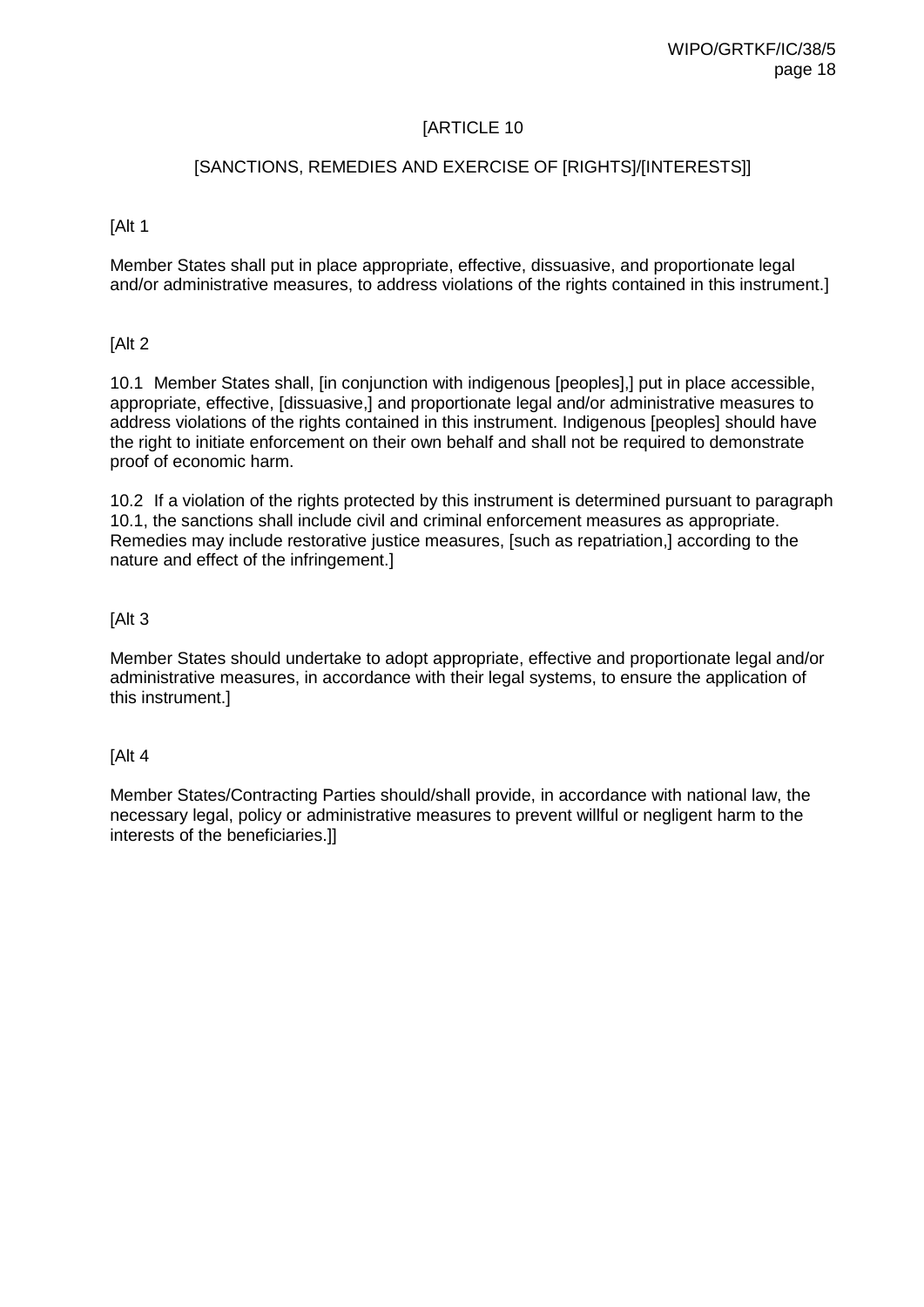[ARTICLE 10

[SANCTIONS, REMEDIES AND EXERCISE OF [RIGHTS]/[INTERESTS]]

[Alt 1

Member States shall put in place appropriate, effective, dissuasive, and proportionate legal and/or administrative measures, to address violations of the rights contained in this instrument.]

[Alt 2

10.1 Member States shall, [in conjunction with indigenous [peoples],] put in place accessible, appropriate, effective, [dissuasive,] and proportionate legal and/or administrative measures to address violations of the rights contained in this instrument. Indigenous [peoples] should have the right to initiate enforcement on their own behalf and shall not be required to demonstrate proof of economic harm.

10.2 If a violation of the rights protected by this instrument is determined pursuant to paragraph 10.1, the sanctions shall include civil and criminal enforcement measures as appropriate. Remedies may include restorative justice measures, [such as repatriation,] according to the nature and effect of the infringement.]

[Alt 3

Member States should undertake to adopt appropriate, effective and proportionate legal and/or administrative measures, in accordance with their legal systems, to ensure the application of this instrument.]

[Alt 4

Member States/Contracting Parties should/shall provide, in accordance with national law, the necessary legal, policy or administrative measures to prevent willful or negligent harm to the interests of the beneficiaries.]]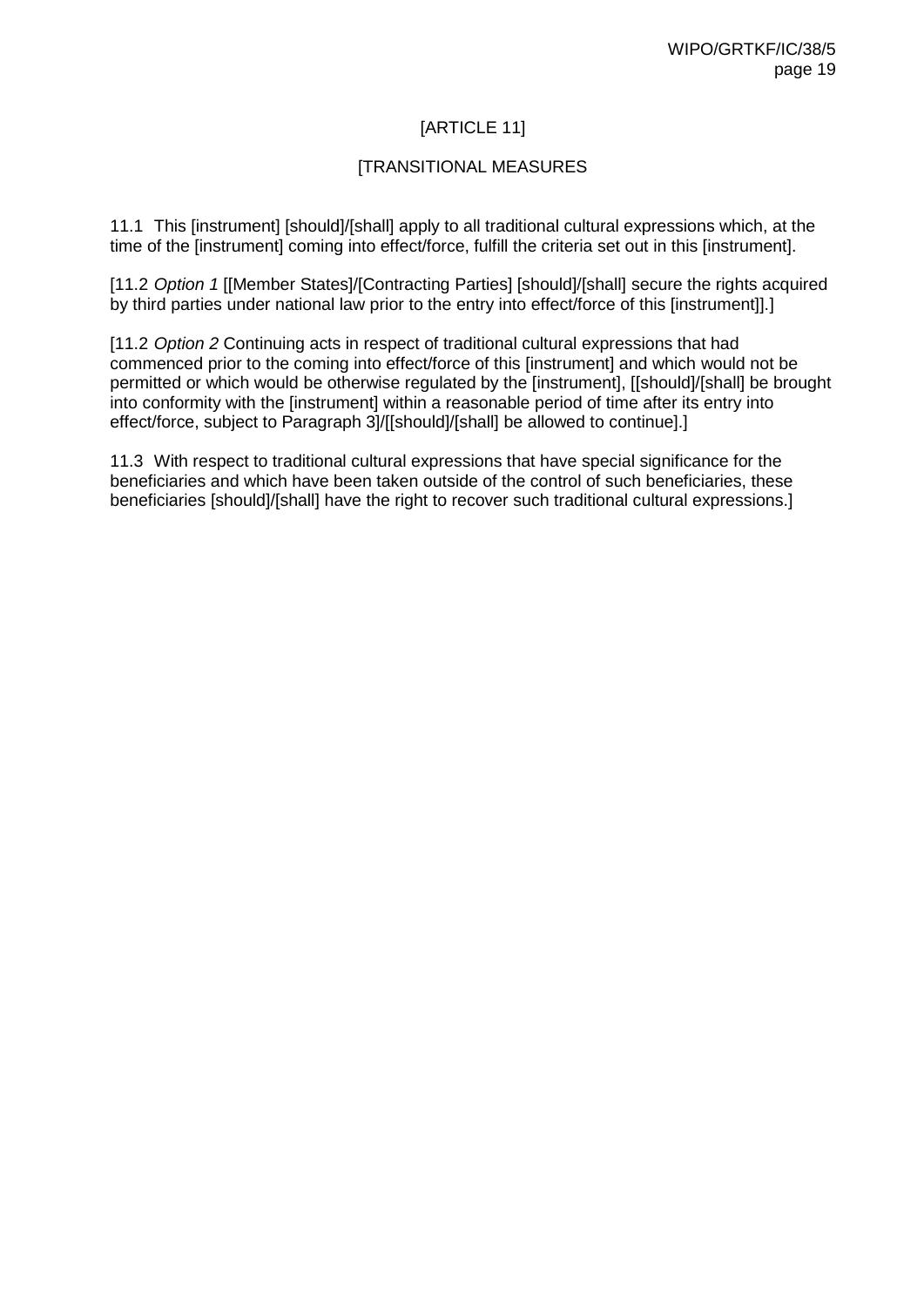[ARTICLE 11]

[TRANSITIONAL MEASURES

11.1 This [instrument] [should]/[shall] apply to all traditional cultural expressions which, at the time of the [instrument] coming into effect/force, fulfill the criteria set out in this [instrument].

[11.2 *Option 1* [[Member States]/[Contracting Parties] [should]/[shall] secure the rights acquired by third parties under national law prior to the entry into effect/force of this [instrument]].]

[11.2 *Option 2* Continuing acts in respect of traditional cultural expressions that had commenced prior to the coming into effect/force of this [instrument] and which would not be permitted or which would be otherwise regulated by the [instrument], [[should]/[shall] be brought into conformity with the [instrument] within a reasonable period of time after its entry into effect/force, subject to Paragraph 3]/[[should]/[shall] be allowed to continue].]

11.3 With respect to traditional cultural expressions that have special significance for the beneficiaries and which have been taken outside of the control of such beneficiaries, these beneficiaries [should]/[shall] have the right to recover such traditional cultural expressions.]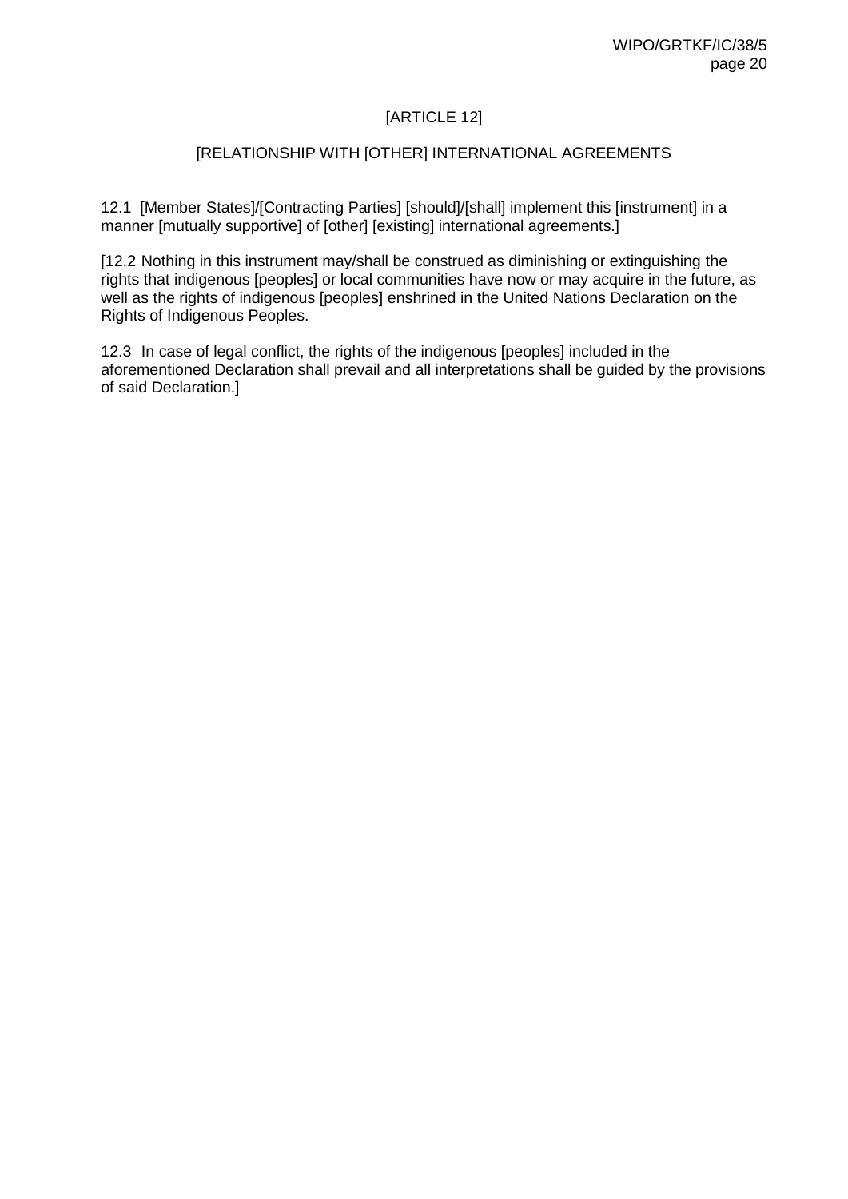## [ARTICLE 12]

## [RELATIONSHIP WITH [OTHER] INTERNATIONAL AGREEMENTS

12.1 [Member States]/[Contracting Parties] [should]/[shall] implement this [instrument] in a manner [mutually supportive] of [other] [existing] international agreements.]

[12.2 Nothing in this instrument may/shall be construed as diminishing or extinguishing the rights that indigenous [peoples] or local communities have now or may acquire in the future, as well as the rights of indigenous [peoples] enshrined in the United Nations Declaration on the Rights of Indigenous Peoples.

12.3 In case of legal conflict, the rights of the indigenous [peoples] included in the aforementioned Declaration shall prevail and all interpretations shall be guided by the provisions of said Declaration.]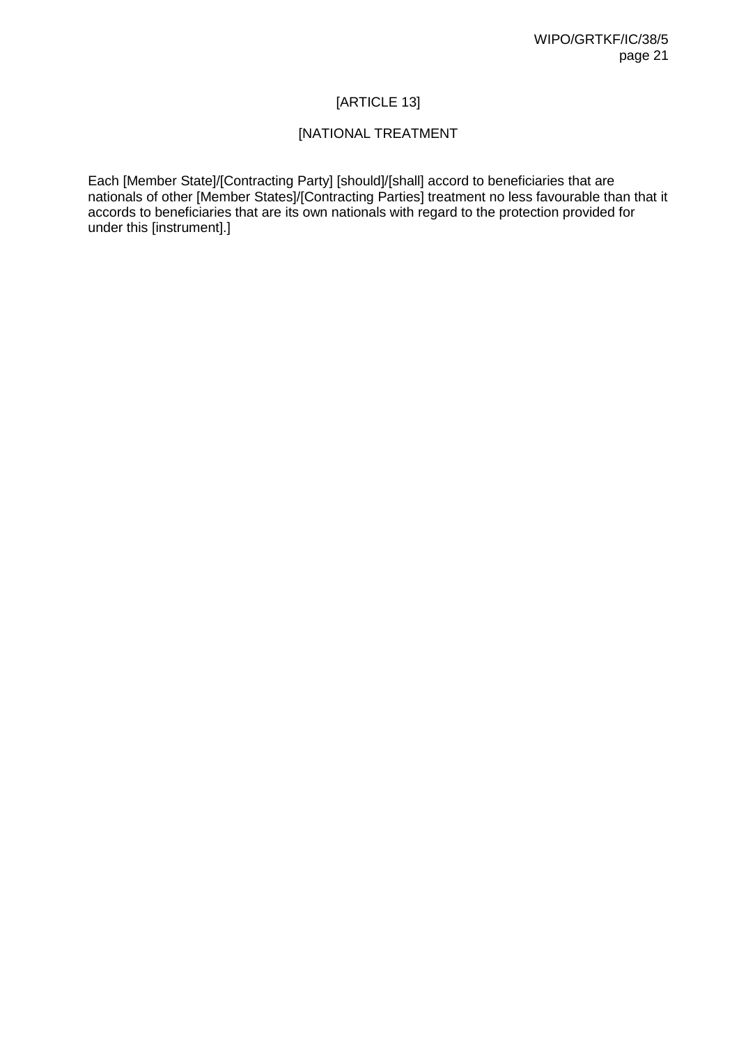# [ARTICLE 13]

## [NATIONAL TREATMENT

Each [Member State]/[Contracting Party] [should]/[shall] accord to beneficiaries that are nationals of other [Member States]/[Contracting Parties] treatment no less favourable than that it accords to beneficiaries that are its own nationals with regard to the protection provided for under this [instrument].]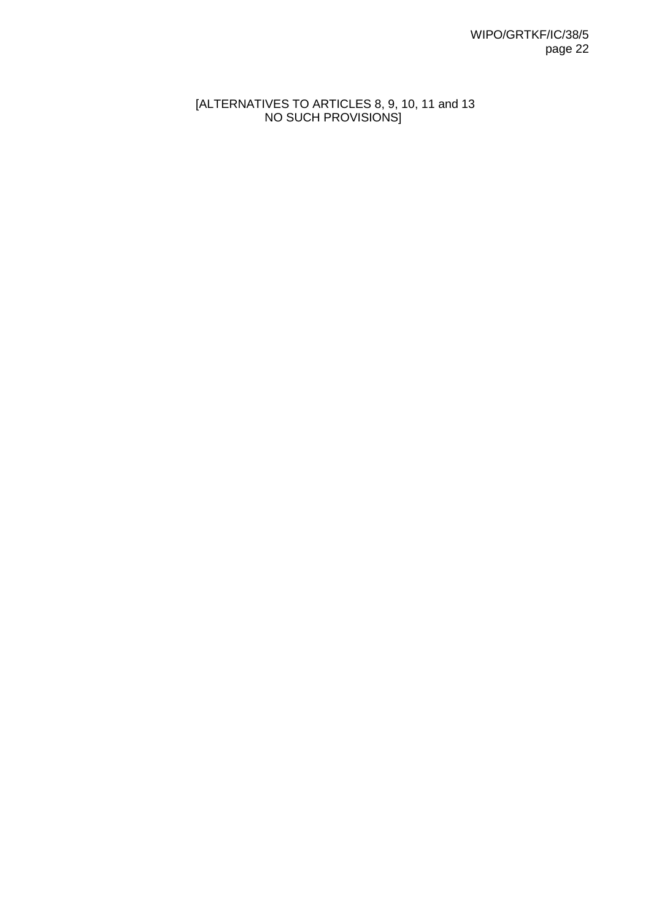[ALTERNATIVES TO ARTICLES 8, 9, 10, 11 and 13
NO SUCH PROVISIONS]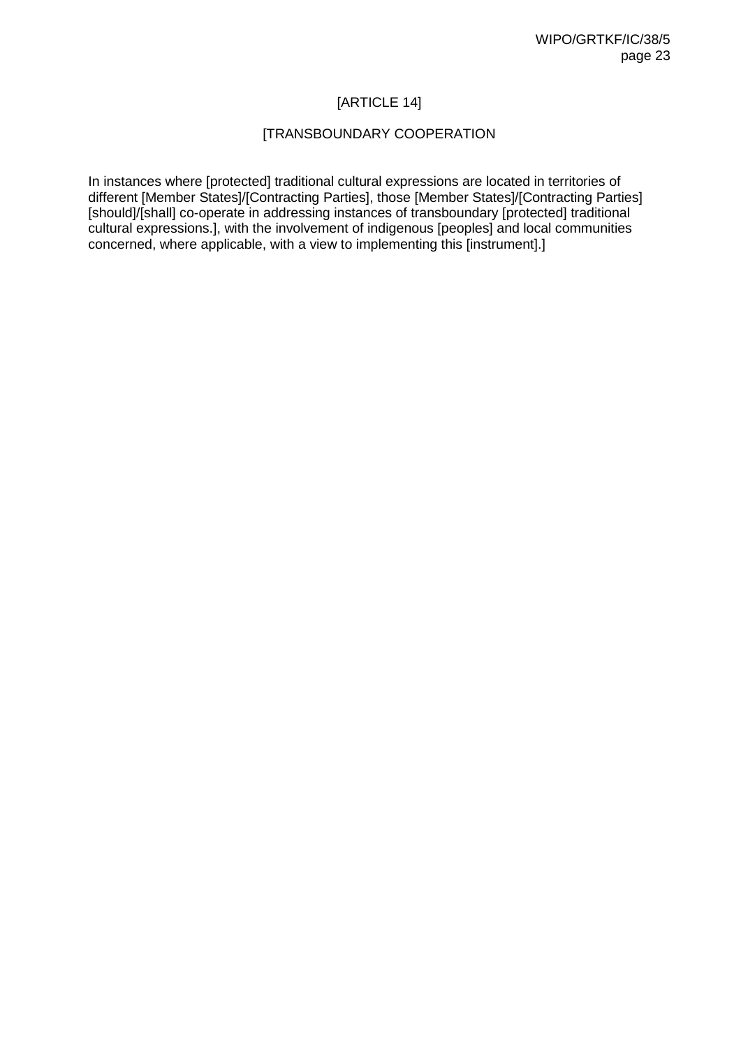[ARTICLE 14]

[TRANSBOUNDARY COOPERATION

In instances where [protected] traditional cultural expressions are located in territories of different [Member States]/[Contracting Parties], those [Member States]/[Contracting Parties] [should]/[shall] co-operate in addressing instances of transboundary [protected] traditional cultural expressions.], with the involvement of indigenous [peoples] and local communities concerned, where applicable, with a view to implementing this [instrument].]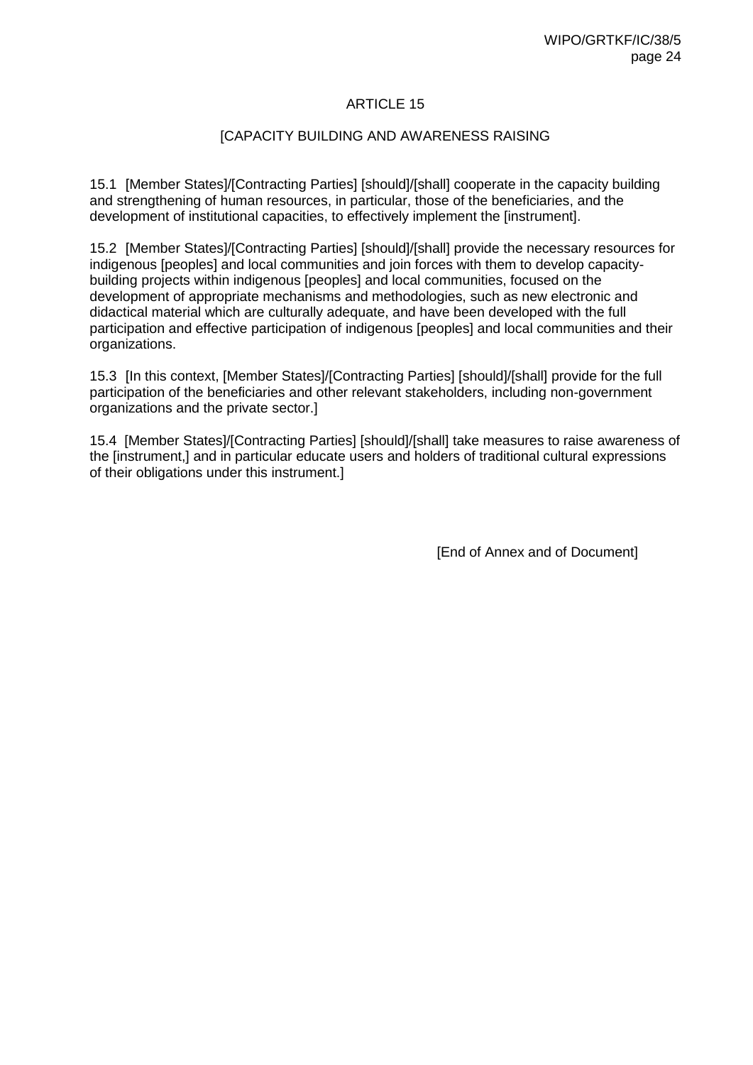## ARTICLE 15

### [CAPACITY BUILDING AND AWARENESS RAISING

15.1 [Member States]/[Contracting Parties] [should]/[shall] cooperate in the capacity building and strengthening of human resources, in particular, those of the beneficiaries, and the development of institutional capacities, to effectively implement the [instrument].

15.2 [Member States]/[Contracting Parties] [should]/[shall] provide the necessary resources for indigenous [peoples] and local communities and join forces with them to develop capacity-building projects within indigenous [peoples] and local communities, focused on the development of appropriate mechanisms and methodologies, such as new electronic and didactical material which are culturally adequate, and have been developed with the full participation and effective participation of indigenous [peoples] and local communities and their organizations.

15.3 [In this context, [Member States]/[Contracting Parties] [should]/[shall] provide for the full participation of the beneficiaries and other relevant stakeholders, including non-government organizations and the private sector.]

15.4 [Member States]/[Contracting Parties] [should]/[shall] take measures to raise awareness of the [instrument,] and in particular educate users and holders of traditional cultural expressions of their obligations under this instrument.]

[End of Annex and of Document]